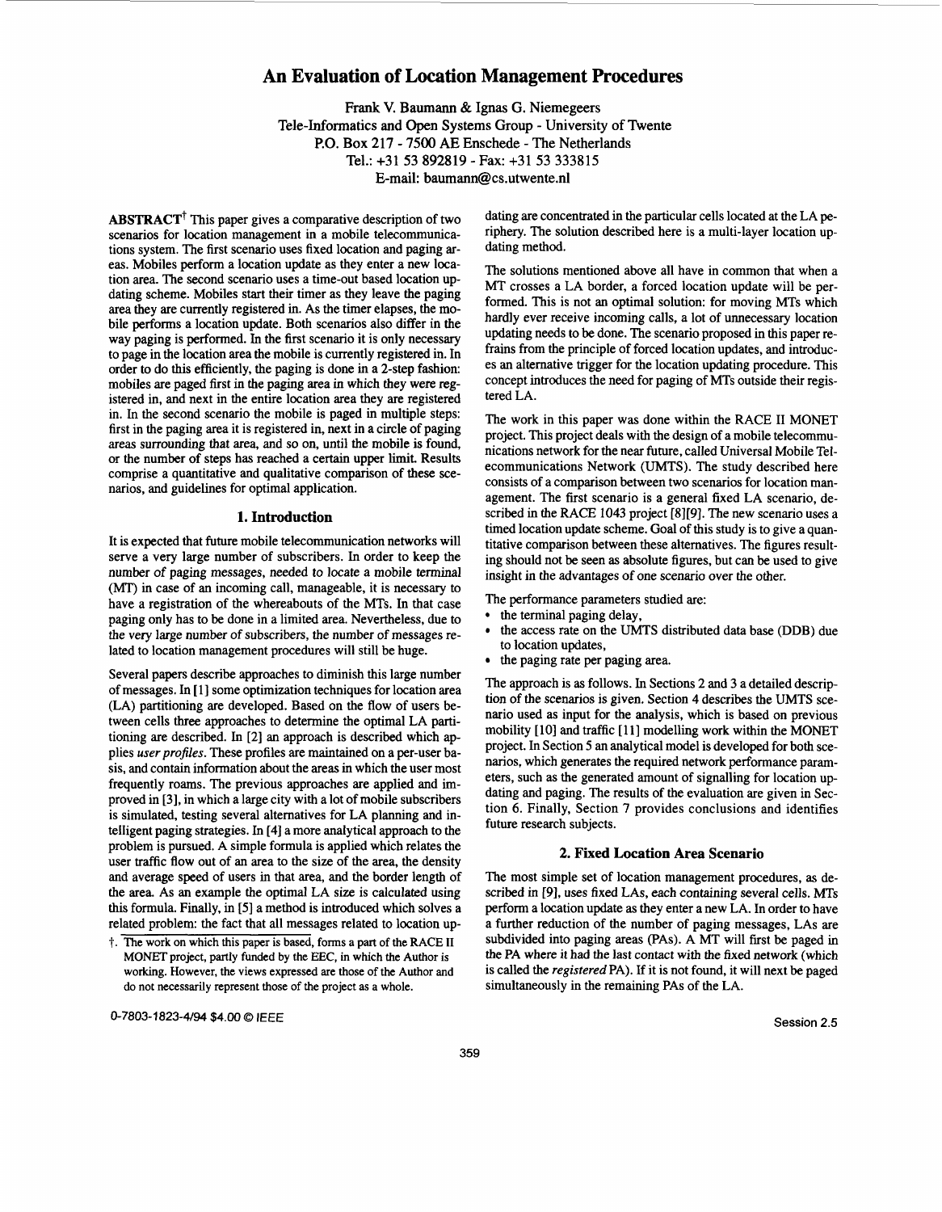# An Evaluation of Location Management Procedures

Frank V. Baumann & Ignas G. Niemegeers
Tele-Informatics and Open Systems Group - University of Twente
P.O. Box 217 - 7500 AE Enschede - The Netherlands
Tel.: +31 53 892819 - Fax: +31 53 333815
E-mail: baumann@cs.utwente.nl

**ABSTRACT**[†] This paper gives a comparative description of two scenarios for location management in a mobile telecommunications system. The first scenario uses fixed location and paging areas. Mobiles perform a location update as they enter a new location area. The second scenario uses a time-out based location updating scheme. Mobiles start their timer as they leave the paging area they are currently registered in. As the timer elapses, the mobile performs a location update. Both scenarios also differ in the way paging is performed. In the first scenario it is only necessary to page in the location area the mobile is currently registered in. In order to do this efficiently, the paging is done in a 2-step fashion: mobiles are paged first in the paging area in which they were registered in, and next in the entire location area they are registered in. In the second scenario the mobile is paged in multiple steps: first in the paging area it is registered in, next in a circle of paging areas surrounding that area, and so on, until the mobile is found, or the number of steps has reached a certain upper limit. Results comprise a quantitative and qualitative comparison of these scenarios, and guidelines for optimal application.

## 1. Introduction

It is expected that future mobile telecommunication networks will serve a very large number of subscribers. In order to keep the number of paging messages, needed to locate a mobile terminal (MT) in case of an incoming call, manageable, it is necessary to have a registration of the whereabouts of the MTs. In that case paging only has to be done in a limited area. Nevertheless, due to the very large number of subscribers, the number of messages related to location management procedures will still be huge.

Several papers describe approaches to diminish this large number of messages. In [1] some optimization techniques for location area (LA) partitioning are developed. Based on the flow of users between cells three approaches to determine the optimal LA partitioning are described. In [2] an approach is described which applies *user profiles*. These profiles are maintained on a per-user basis, and contain information about the areas in which the user most frequently roams. The previous approaches are applied and improved in [3], in which a large city with a lot of mobile subscribers is simulated, testing several alternatives for LA planning and intelligent paging strategies. In [4] a more analytical approach to the problem is pursued. A simple formula is applied which relates the user traffic flow out of an area to the size of the area, the density and average speed of users in that area, and the border length of the area. As an example the optimal LA size is calculated using this formula. Finally, in [5] a method is introduced which solves a related problem: the fact that all messages related to location updating are concentrated in the particular cells located at the LA periphery. The solution described here is a multi-layer location updating method.

†. The work on which this paper is based, forms a part of the RACE II MONET project, partly funded by the EEC, in which the Author is working. However, the views expressed are those of the Author and do not necessarily represent those of the project as a whole.

The solutions mentioned above all have in common that when a MT crosses a LA border, a forced location update will be performed. This is not an optimal solution: for moving MTs which hardly ever receive incoming calls, a lot of unnecessary location updating needs to be done. The scenario proposed in this paper refrains from the principle of forced location updates, and introduces an alternative trigger for the location updating procedure. This concept introduces the need for paging of MTs outside their registered LA.

The work in this paper was done within the RACE II MONET project. This project deals with the design of a mobile telecommunications network for the near future, called Universal Mobile Telecommunications Network (UMTS). The study described here consists of a comparison between two scenarios for location management. The first scenario is a general fixed LA scenario, described in the RACE 1043 project [8][9]. The new scenario uses a timed location update scheme. Goal of this study is to give a quantitative comparison between these alternatives. The figures resulting should not be seen as absolute figures, but can be used to give insight in the advantages of one scenario over the other.

The performance parameters studied are:

- the terminal paging delay,
- the access rate on the UMTS distributed data base (DDB) due to location updates,
- the paging rate per paging area.

The approach is as follows. In Sections 2 and 3 a detailed description of the scenarios is given. Section 4 describes the UMTS scenario used as input for the analysis, which is based on previous mobility [10] and traffic [11] modelling work within the MONET project. In Section 5 an analytical model is developed for both scenarios, which generates the required network performance parameters, such as the generated amount of signalling for location updating and paging. The results of the evaluation are given in Section 6. Finally, Section 7 provides conclusions and identifies future research subjects.

## 2. Fixed Location Area Scenario

The most simple set of location management procedures, as described in [9], uses fixed LAs, each containing several cells. MTs perform a location update as they enter a new LA. In order to have a further reduction of the number of paging messages, LAs are subdivided into paging areas (PAs). A MT will first be paged in the PA where it had the last contact with the fixed network (which is called the *registered* PA). If it is not found, it will next be paged simultaneously in the remaining PAs of the LA.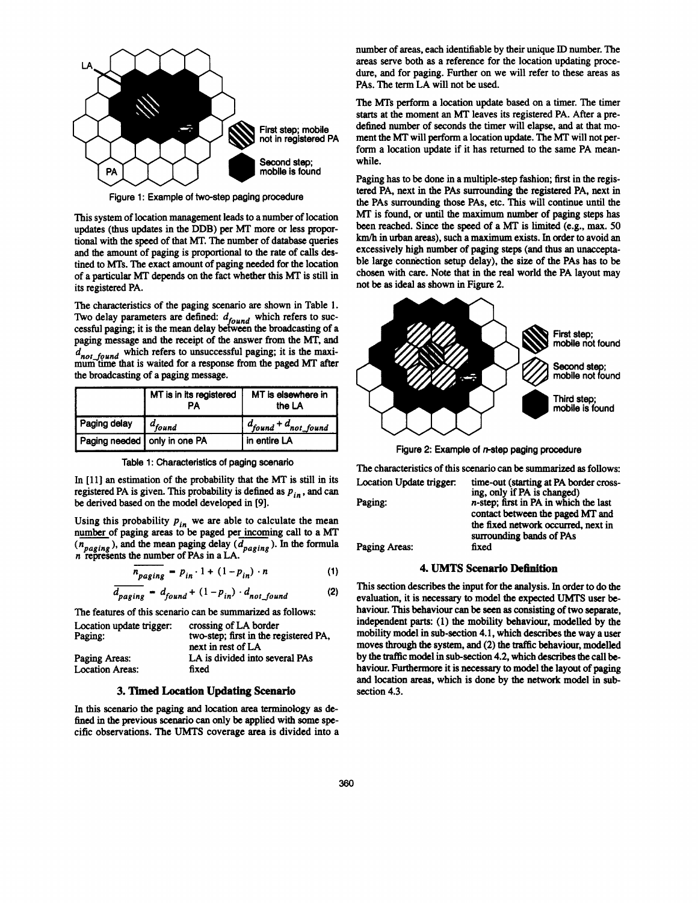LA

PA

First step; mobile not in registered PA

Second step; mobile is found

Figure 1: Example of two-step paging procedure

This system of location management leads to a number of location updates (thus updates in the DDB) per MT more or less proportional with the speed of that MT. The number of database queries and the amount of paging is proportional to the rate of calls destined to MTs. The exact amount of paging needed for the location of a particular MT depends on the fact whether this MT is still in its registered PA.

The characteristics of the paging scenario are shown in Table 1. Two delay parameters are defined: $d_{found}$ which refers to successful paging; it is the mean delay between the broadcasting of a paging message and the receipt of the answer from the MT, and $d_{not\_found}$ which refers to unsuccessful paging; it is the maximum time that is waited for a response from the paged MT after the broadcasting of a paging message.

| | MT is in its registered PA | MT is elsewhere in the LA |
|---|---|---|
| Paging delay | $d_{found}$ | $d_{found} + d_{not\_found}$ |
| Paging needed | only in one PA | in entire LA |

Table 1: Characteristics of paging scenario

In [11] an estimation of the probability that the MT is still in its registered PA is given. This probability is defined as $p_{in}$, and can be derived based on the model developed in [9].

Using this probability $p_{in}$ we are able to calculate the mean number of paging areas to be paged per incoming call to a MT ($\overline{n_{paging}}$), and the mean paging delay ($\overline{d_{paging}}$). In the formula $n$ represents the number of PAs in a LA.

$$\overline{n_{paging}} = p_{in} \cdot 1 + (1 - p_{in}) \cdot n \tag{1}$$

$$\overline{d_{paging}} = d_{found} + (1 - p_{in}) \cdot d_{not\_found} \tag{2}$$

The features of this scenario can be summarized as follows:

| | |
|---|---|
| Location update trigger: | crossing of LA border |
| Paging: | two-step; first in the registered PA, next in rest of LA |
| Paging Areas: | LA is divided into several PAs |
| Location Areas: | fixed |

## 3. Timed Location Updating Scenario

In this scenario the paging and location area terminology as defined in the previous scenario can only be applied with some specific observations. The UMTS coverage area is divided into a number of areas, each identifiable by their unique ID number. The areas serve both as a reference for the location updating procedure, and for paging. Further on we will refer to these areas as PAs. The term LA will not be used.

The MTs perform a location update based on a timer. The timer starts at the moment an MT leaves its registered PA. After a predefined number of seconds the timer will elapse, and at that moment the MT will perform a location update. The MT will not perform a location update if it has returned to the same PA meanwhile.

Paging has to be done in a multiple-step fashion; first in the registered PA, next in the PAs surrounding the registered PA, next in the PAs surrounding those PAs, etc. This will continue until the MT is found, or until the maximum number of paging steps has been reached. Since the speed of a MT is limited (e.g., max. 50 km/h in urban areas), such a maximum exists. In order to avoid an excessively high number of paging steps (and thus an unacceptable large connection setup delay), the size of the PAs has to be chosen with care. Note that in the real world the PA layout may not be as ideal as shown in Figure 2.

First step; mobile not found

Second step; mobile not found

Third step; mobile is found

Figure 2: Example of n-step paging procedure

The characteristics of this scenario can be summarized as follows:

| | |
|---|---|
| Location Update trigger: | time-out (starting at PA border crossing, only if PA is changed) |
| Paging: | n-step; first in PA in which the last contact between the paged MT and the fixed network occurred, next in surrounding bands of PAs |
| Paging Areas: | fixed |

## 4. UMTS Scenario Definition

This section describes the input for the analysis. In order to do the evaluation, it is necessary to model the expected UMTS user behaviour. This behaviour can be seen as consisting of two separate, independent parts: (1) the mobility behaviour, modelled by the mobility model in sub-section 4.1, which describes the way a user moves through the system, and (2) the traffic behaviour, modelled by the traffic model in sub-section 4.2, which describes the call behaviour. Furthermore it is necessary to model the layout of paging and location areas, which is done by the network model in sub-section 4.3.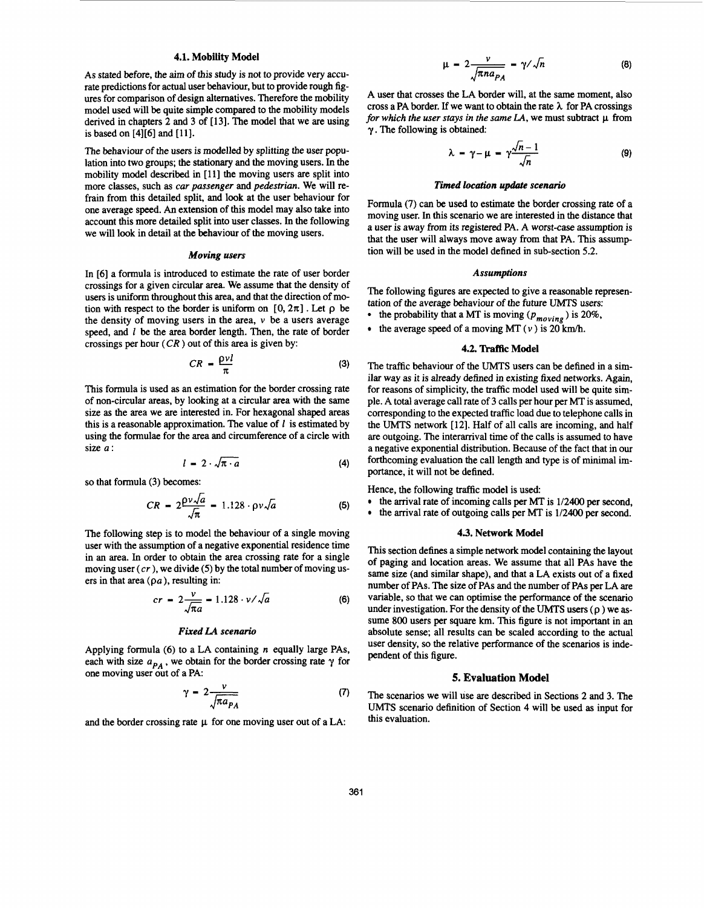### 4.1. Mobility Model

As stated before, the aim of this study is not to provide very accurate predictions for actual user behaviour, but to provide rough figures for comparison of design alternatives. Therefore the mobility model used will be quite simple compared to the mobility models derived in chapters 2 and 3 of [13]. The model that we are using is based on [4][6] and [11].

The behaviour of the users is modelled by splitting the user population into two groups; the stationary and the moving users. In the mobility model described in [11] the moving users are split into more classes, such as *car passenger* and *pedestrian*. We will refrain from this detailed split, and look at the user behaviour for one average speed. An extension of this model may also take into account this more detailed split into user classes. In the following we will look in detail at the behaviour of the moving users.

#### *Moving users*

In [6] a formula is introduced to estimate the rate of user border crossings for a given circular area. We assume that the density of users is uniform throughout this area, and that the direction of motion with respect to the border is uniform on $[0, 2\pi]$. Let $\rho$ be the density of moving users in the area, $v$ be a users average speed, and $l$ be the area border length. Then, the rate of border crossings per hour ($CR$) out of this area is given by:

$$CR = \frac{\rho v l}{\pi} \tag{3}$$

This formula is used as an estimation for the border crossing rate of non-circular areas, by looking at a circular area with the same size as the area we are interested in. For hexagonal shaped areas this is a reasonable approximation. The value of $l$ is estimated by using the formulae for the area and circumference of a circle with size $a$:

$$l = 2 \cdot \sqrt{\pi \cdot a} \tag{4}$$

so that formula (3) becomes:

$$CR = 2\frac{\rho v \sqrt{a}}{\sqrt{\pi}} = 1.128 \cdot \rho v \sqrt{a} \tag{5}$$

The following step is to model the behaviour of a single moving user with the assumption of a negative exponential residence time in an area. In order to obtain the area crossing rate for a single moving user ($cr$), we divide (5) by the total number of moving users in that area ($\rho a$), resulting in:

$$cr = 2\frac{v}{\sqrt{\pi a}} = 1.128 \cdot v / \sqrt{a} \tag{6}$$

#### *Fixed LA scenario*

Applying formula (6) to a LA containing $n$ equally large PAs, each with size $a_{PA}$, we obtain for the border crossing rate $\gamma$ for one moving user out of a PA:

$$\gamma = 2\frac{v}{\sqrt{\pi a_{PA}}} \tag{7}$$

and the border crossing rate $\mu$ for one moving user out of a LA:

$$\mu = 2\frac{v}{\sqrt{\pi n a_{PA}}} = \gamma / \sqrt{n} \tag{8}$$

A user that crosses the LA border will, at the same moment, also cross a PA border. If we want to obtain the rate $\lambda$ for PA crossings *for which the user stays in the same LA*, we must subtract $\mu$ from $\gamma$. The following is obtained:

$$\lambda = \gamma - \mu = \gamma\frac{\sqrt{n} - 1}{\sqrt{n}} \tag{9}$$

#### *Timed location update scenario*

Formula (7) can be used to estimate the border crossing rate of a moving user. In this scenario we are interested in the distance that a user is away from its registered PA. A worst-case assumption is that the user will always move away from that PA. This assumption will be used in the model defined in sub-section 5.2.

#### *Assumptions*

The following figures are expected to give a reasonable representation of the average behaviour of the future UMTS users:

- the probability that a MT is moving ($p_{moving}$) is 20%,
- the average speed of a moving MT ($v$) is 20 km/h.

### 4.2. Traffic Model

The traffic behaviour of the UMTS users can be defined in a similar way as it is already defined in existing fixed networks. Again, for reasons of simplicity, the traffic model used will be quite simple. A total average call rate of 3 calls per hour per MT is assumed, corresponding to the expected traffic load due to telephone calls in the UMTS network [12]. Half of all calls are incoming, and half are outgoing. The interarrival time of the calls is assumed to have a negative exponential distribution. Because of the fact that in our forthcoming evaluation the call length and type is of minimal importance, it will not be defined.

Hence, the following traffic model is used:

- the arrival rate of incoming calls per MT is 1/2400 per second,
- the arrival rate of outgoing calls per MT is 1/2400 per second.

### 4.3. Network Model

This section defines a simple network model containing the layout of paging and location areas. We assume that all PAs have the same size (and similar shape), and that a LA exists out of a fixed number of PAs. The size of PAs and the number of PAs per LA are variable, so that we can optimise the performance of the scenario under investigation. For the density of the UMTS users ($\rho$) we assume 800 users per square km. This figure is not important in an absolute sense; all results can be scaled according to the actual user density, so the relative performance of the scenarios is independent of this figure.

## 5. Evaluation Model

The scenarios we will use are described in Sections 2 and 3. The UMTS scenario definition of Section 4 will be used as input for this evaluation.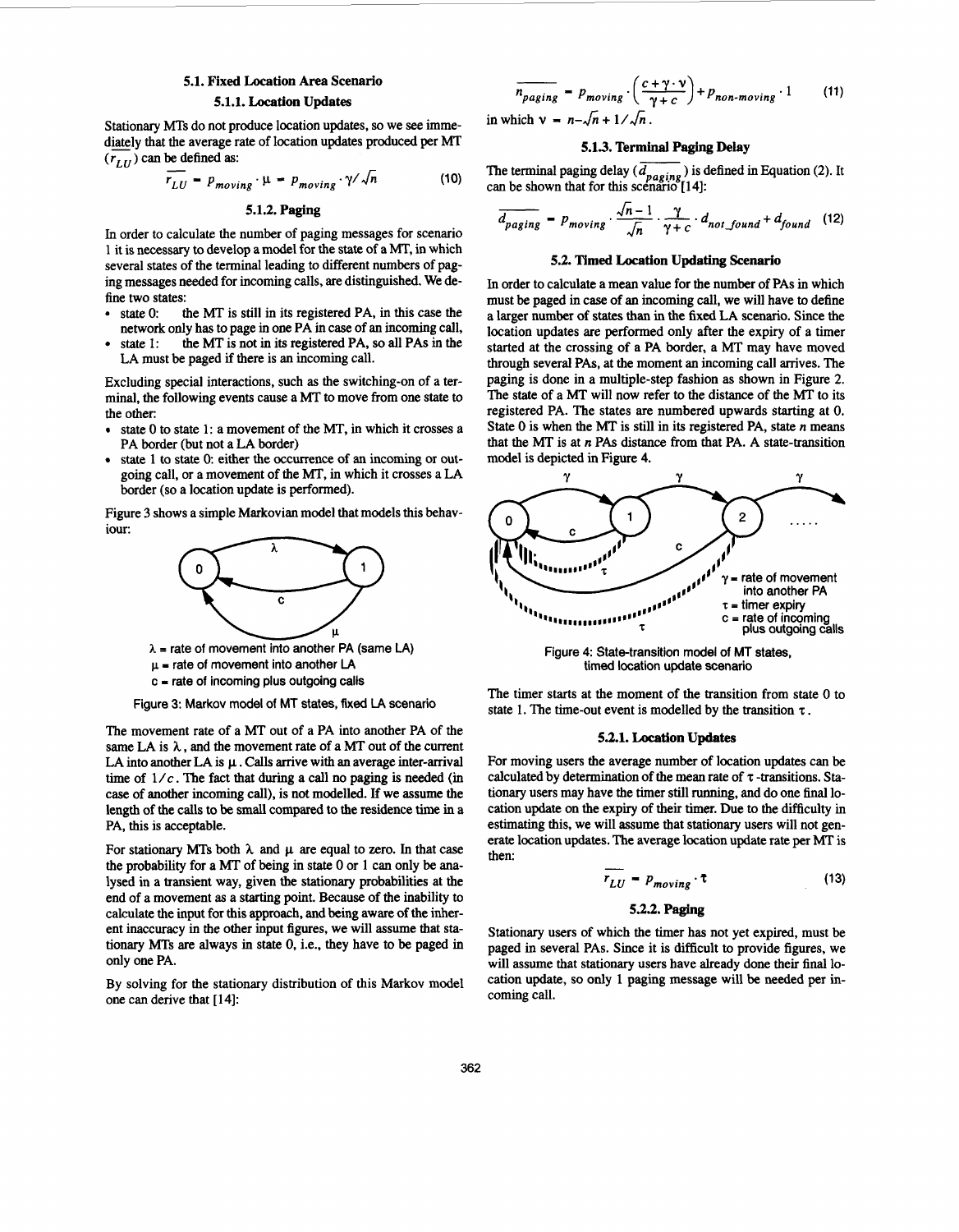### 5.1. Fixed Location Area Scenario

#### 5.1.1. Location Updates

Stationary MTs do not produce location updates, so we see immediately that the average rate of location updates produced per MT ($\overline{r_{LU}}$) can be defined as:

$$\overline{r_{LU}} = p_{moving} \cdot \mu = p_{moving} \cdot \gamma / \sqrt{n} \tag{10}$$

#### 5.1.2. Paging

In order to calculate the number of paging messages for scenario 1 it is necessary to develop a model for the state of a MT, in which several states of the terminal leading to different numbers of paging messages needed for incoming calls, are distinguished. We define two states:

- state 0: the MT is still in its registered PA, in this case the network only has to page in one PA in case of an incoming call,
- state 1: the MT is not in its registered PA, so all PAs in the LA must be paged if there is an incoming call.

Excluding special interactions, such as the switching-on of a terminal, the following events cause a MT to move from one state to the other:

- state 0 to state 1: a movement of the MT, in which it crosses a PA border (but not a LA border)
- state 1 to state 0: either the occurrence of an incoming or outgoing call, or a movement of the MT, in which it crosses a LA border (so a location update is performed).

Figure 3 shows a simple Markovian model that models this behaviour:

$\lambda$ = rate of movement into another PA (same LA)
$\mu$ = rate of movement into another LA
c = rate of incoming plus outgoing calls

Figure 3: Markov model of MT states, fixed LA scenario

The movement rate of a MT out of a PA into another PA of the same LA is $\lambda$, and the movement rate of a MT out of the current LA into another LA is $\mu$. Calls arrive with an average inter-arrival time of $1/c$. The fact that during a call no paging is needed (in case of another incoming call), is not modelled. If we assume the length of the calls to be small compared to the residence time in a PA, this is acceptable.

For stationary MTs both $\lambda$ and $\mu$ are equal to zero. In that case the probability for a MT of being in state 0 or 1 can only be analysed in a transient way, given the stationary probabilities at the end of a movement as a starting point. Because of the inability to calculate the input for this approach, and being aware of the inherent inaccuracy in the other input figures, we will assume that stationary MTs are always in state 0, i.e., they have to be paged in only one PA.

By solving for the stationary distribution of this Markov model one can derive that [14]:

$$\overline{n_{paging}} = p_{moving} \cdot \left( \frac{c + \gamma \cdot \nu}{\gamma + c} \right) + p_{non\text{-}moving} \cdot 1 \tag{11}$$

in which $\nu = n - \sqrt{n} + 1/\sqrt{n}$.

#### 5.1.3. Terminal Paging Delay

The terminal paging delay ($\overline{d_{paging}}$) is defined in Equation (2). It can be shown that for this scenario [14]:

$$\overline{d_{paging}} = p_{moving} \cdot \frac{\sqrt{n} - 1}{\sqrt{n}} \cdot \frac{\gamma}{\gamma + c} \cdot d_{not\_found} + d_{found} \tag{12}$$

### 5.2. Timed Location Updating Scenario

In order to calculate a mean value for the number of PAs in which must be paged in case of an incoming call, we will have to define a larger number of states than in the fixed LA scenario. Since the location updates are performed only after the expiry of a timer started at the crossing of a PA border, a MT may have moved through several PAs, at the moment an incoming call arrives. The paging is done in a multiple-step fashion as shown in Figure 2. The state of a MT will now refer to the distance of the MT to its registered PA. The states are numbered upwards starting at 0. State 0 is when the MT is still in its registered PA, state $n$ means that the MT is at $n$ PAs distance from that PA. A state-transition model is depicted in Figure 4.

$\gamma$ = rate of movement into another PA
$\tau$ = timer expiry
c = rate of incoming plus outgoing calls

Figure 4: State-transition model of MT states, timed location update scenario

The timer starts at the moment of the transition from state 0 to state 1. The time-out event is modelled by the transition $\tau$.

#### 5.2.1. Location Updates

For moving users the average number of location updates can be calculated by determination of the mean rate of $\tau$-transitions. Stationary users may have the timer still running, and do one final location update on the expiry of their timer. Due to the difficulty in estimating this, we will assume that stationary users will not generate location updates. The average location update rate per MT is then:

$$\overline{r_{LU}} = p_{moving} \cdot \bar{\tau} \tag{13}$$

#### 5.2.2. Paging

Stationary users of which the timer has not yet expired, must be paged in several PAs. Since it is difficult to provide figures, we will assume that stationary users have already done their final location update, so only 1 paging message will be needed per incoming call.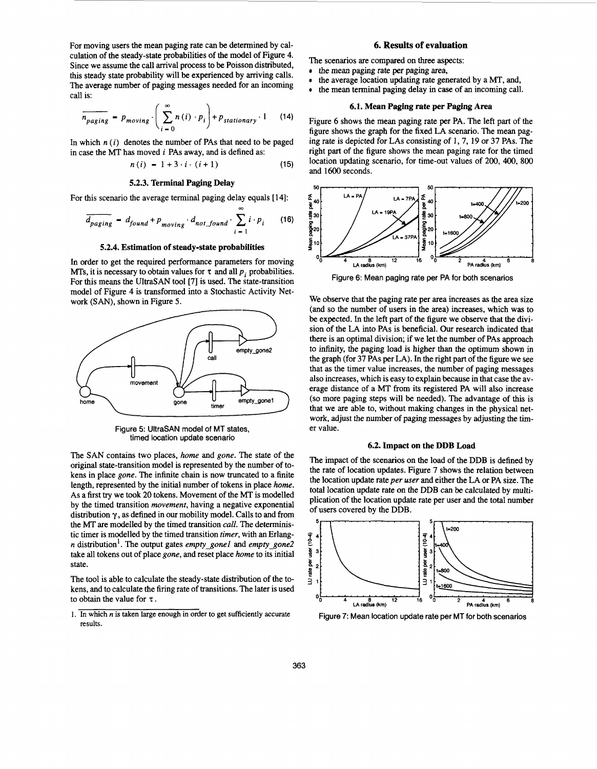For moving users the mean paging rate can be determined by calculation of the steady-state probabilities of the model of Figure 4. Since we assume the call arrival process to be Poisson distributed, this steady state probability will be experienced by arriving calls. The average number of paging messages needed for an incoming call is:

$$\overline{n_{paging}} = P_{moving} \cdot \left( \sum_{i=0}^{\infty} n(i) \cdot p_i \right) + P_{stationary} \cdot 1 \quad (14)$$

In which $n(i)$ denotes the number of PAs that need to be paged in case the MT has moved $i$ PAs away, and is defined as:

$$n(i) = 1 + 3 \cdot i \cdot (i+1) \quad (15)$$

### 5.2.3. Terminal Paging Delay

For this scenario the average terminal paging delay equals [14]:

$$\overline{d_{paging}} = d_{found} + P_{moving} \cdot d_{not\_found} \cdot \sum_{i=1}^{\infty} i \cdot p_i \quad (16)$$

### 5.2.4. Estimation of steady-state probabilities

In order to get the required performance parameters for moving MTs, it is necessary to obtain values for $\tau$ and all $p_i$ probabilities. For this means the UltraSAN tool [7] is used. The state-transition model of Figure 4 is transformed into a Stochastic Activity Network (SAN), shown in Figure 5.

Figure 5: UltraSAN model of MT states, timed location update scenario

The SAN contains two places, *home* and *gone*. The state of the original state-transition model is represented by the number of tokens in place *gone*. The infinite chain is now truncated to a finite length, represented by the initial number of tokens in place *home*. As a first try we took 20 tokens. Movement of the MT is modelled by the timed transition *movement*, having a negative exponential distribution $\gamma$, as defined in our mobility model. Calls to and from the MT are modelled by the timed transition *call*. The deterministic timer is modelled by the timed transition *timer*, with an Erlang-$n$ distribution[1]. The output gates *empty_gone1* and *empty_gone2* take all tokens out of place *gone*, and reset place *home* to its initial state.

The tool is able to calculate the steady-state distribution of the tokens, and to calculate the firing rate of transitions. The later is used to obtain the value for $\tau$.

1. In which $n$ is taken large enough in order to get sufficiently accurate results.

## 6. Results of evaluation

The scenarios are compared on three aspects:

- the mean paging rate per paging area,
- the average location updating rate generated by a MT, and,
- the mean terminal paging delay in case of an incoming call.

### 6.1. Mean Paging rate per Paging Area

Figure 6 shows the mean paging rate per PA. The left part of the figure shows the graph for the fixed LA scenario. The mean paging rate is depicted for LAs consisting of 1, 7, 19 or 37 PAs. The right part of the figure shows the mean paging rate for the timed location updating scenario, for time-out values of 200, 400, 800 and 1600 seconds.

Figure 6: Mean paging rate per PA for both scenarios

We observe that the paging rate per area increases as the area size (and so the number of users in the area) increases, which was to be expected. In the left part of the figure we observe that the division of the LA into PAs is beneficial. Our research indicated that there is an optimal division; if we let the number of PAs approach to infinity, the paging load is higher than the optimum shown in the graph (for 37 PAs per LA). In the right part of the figure we see that as the timer value increases, the number of paging messages also increases, which is easy to explain because in that case the average distance of a MT from its registered PA will also increase (so more paging steps will be needed). The advantage of this is that we are able to, without making changes in the physical network, adjust the number of paging messages by adjusting the timer value.

### 6.2. Impact on the DDB Load

The impact of the scenarios on the load of the DDB is defined by the rate of location updates. Figure 7 shows the relation between the location update rate *per user* and either the LA or PA size. The total location update rate on the DDB can be calculated by multiplication of the location update rate per user and the total number of users covered by the DDB.

Figure 7: Mean location update rate per MT for both scenarios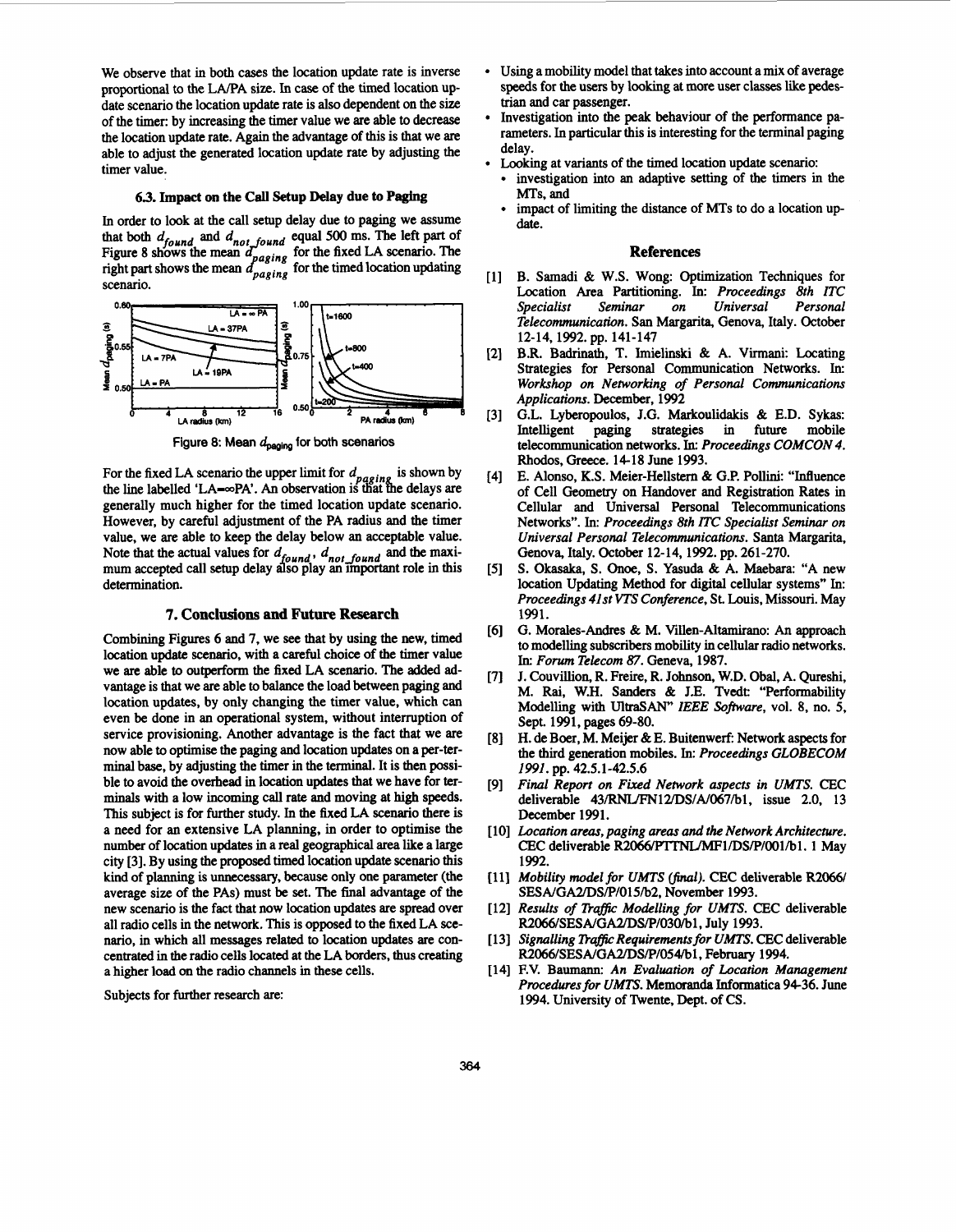We observe that in both cases the location update rate is inverse proportional to the LA/PA size. In case of the timed location update scenario the location update rate is also dependent on the size of the timer: by increasing the timer value we are able to decrease the location update rate. Again the advantage of this is that we are able to adjust the generated location update rate by adjusting the timer value.

### 6.3. Impact on the Call Setup Delay due to Paging

In order to look at the call setup delay due to paging we assume that both $d_{found}$ and $d_{not\_found}$ equal 500 ms. The left part of Figure 8 shows the mean $d_{paging}$ for the fixed LA scenario. The right part shows the mean $d_{paging}$ for the timed location updating scenario.

0.60
0.55
0.50
Mean $d_{paging}$ (s)
LA = ∞PA
LA = 37PA
LA = 7PA
LA = 19PA
LA = PA
0 4 8 12 16
LA radius (km)

1.00
0.75
0.50
Mean $d_{paging}$ (s)
t=1600
t=800
t=400
t=200
0 2 4 6 8
PA radius (km)

Figure 8: Mean $d_{paging}$ for both scenarios

For the fixed LA scenario the upper limit for $d_{paging}$ is shown by the line labelled 'LA=∞PA'. An observation is that the delays are generally much higher for the timed location update scenario. However, by careful adjustment of the PA radius and the timer value, we are able to keep the delay below an acceptable value. Note that the actual values for $d_{found}$, $d_{not\_found}$ and the maximum accepted call setup delay also play an important role in this determination.

## 7. Conclusions and Future Research

Combining Figures 6 and 7, we see that by using the new, timed location update scenario, with a careful choice of the timer value we are able to outperform the fixed LA scenario. The added advantage is that we are able to balance the load between paging and location updates, by only changing the timer value, which can even be done in an operational system, without interruption of service provisioning. Another advantage is the fact that we are now able to optimise the paging and location updates on a per-terminal base, by adjusting the timer in the terminal. It is then possible to avoid the overhead in location updates that we have for terminals with a low incoming call rate and moving at high speeds. This subject is for further study. In the fixed LA scenario there is a need for an extensive LA planning, in order to optimise the number of location updates in a real geographical area like a large city [3]. By using the proposed timed location update scenario this kind of planning is unnecessary, because only one parameter (the average size of the PAs) must be set. The final advantage of the new scenario is the fact that now location updates are spread over all radio cells in the network. This is opposed to the fixed LA scenario, in which all messages related to location updates are concentrated in the radio cells located at the LA borders, thus creating a higher load on the radio channels in these cells.

Subjects for further research are:

- Using a mobility model that takes into account a mix of average speeds for the users by looking at more user classes like pedestrian and car passenger.
- Investigation into the peak behaviour of the performance parameters. In particular this is interesting for the terminal paging delay.
- Looking at variants of the timed location update scenario:
  - investigation into an adaptive setting of the timers in the MTs, and
  - impact of limiting the distance of MTs to do a location update.

## References

[1] B. Samadi & W.S. Wong: Optimization Techniques for Location Area Partitioning. In: *Proceedings 8th ITC Specialist Seminar on Universal Personal Telecommunication*. San Margarita, Genova, Italy. October 12-14, 1992. pp. 141-147

[2] B.R. Badrinath, T. Imielinski & A. Virmani: Locating Strategies for Personal Communication Networks. In: *Workshop on Networking of Personal Communications Applications*. December, 1992

[3] G.L. Lyberopoulos, J.G. Markoulidakis & E.D. Sykas: Intelligent paging strategies in future mobile telecommunication networks. In: *Proceedings COMCON 4*. Rhodos, Greece. 14-18 June 1993.

[4] E. Alonso, K.S. Meier-Hellstern & G.P. Pollini: "Influence of Cell Geometry on Handover and Registration Rates in Cellular and Universal Personal Telecommunications Networks". In: *Proceedings 8th ITC Specialist Seminar on Universal Personal Telecommunications*. Santa Margarita, Genova, Italy. October 12-14, 1992. pp. 261-270.

[5] S. Okasaka, S. Onoe, S. Yasuda & A. Maebara: "A new location Updating Method for digital cellular systems" In: *Proceedings 41st VTS Conference*, St. Louis, Missouri. May 1991.

[6] G. Morales-Andres & M. Villen-Altamirano: An approach to modelling subscribers mobility in cellular radio networks. In: *Forum Telecom 87*. Geneva, 1987.

[7] J. Couvillion, R. Freire, R. Johnson, W.D. Obal, A. Qureshi, M. Rai, W.H. Sanders & J.E. Tvedt: "Performability Modelling with UltraSAN" *IEEE Software*, vol. 8, no. 5, Sept. 1991, pages 69-80.

[8] H. de Boer, M. Meijer & E. Buitenwerf: Network aspects for the third generation mobiles. In: *Proceedings GLOBECOM 1991*. pp. 42.5.1-42.5.6

[9] *Final Report on Fixed Network aspects in UMTS*. CEC deliverable 43/RNL/FN12/DS/A/067/b1, issue 2.0, 13 December 1991.

[10] *Location areas, paging areas and the Network Architecture*. CEC deliverable R2066/PTTNL/MF1/DS/P/001/b1. 1 May 1992.

[11] *Mobility model for UMTS (final)*. CEC deliverable R2066/SESA/GA2/DS/P/015/b2, November 1993.

[12] *Results of Traffic Modelling for UMTS*. CEC deliverable R2066/SESA/GA2/DS/P/030/b1, July 1993.

[13] *Signalling Traffic Requirements for UMTS*. CEC deliverable R2066/SESA/GA2/DS/P/054/b1, February 1994.

[14] F.V. Baumann: *An Evaluation of Location Management Procedures for UMTS*. Memoranda Informatica 94-36. June 1994. University of Twente, Dept. of CS.